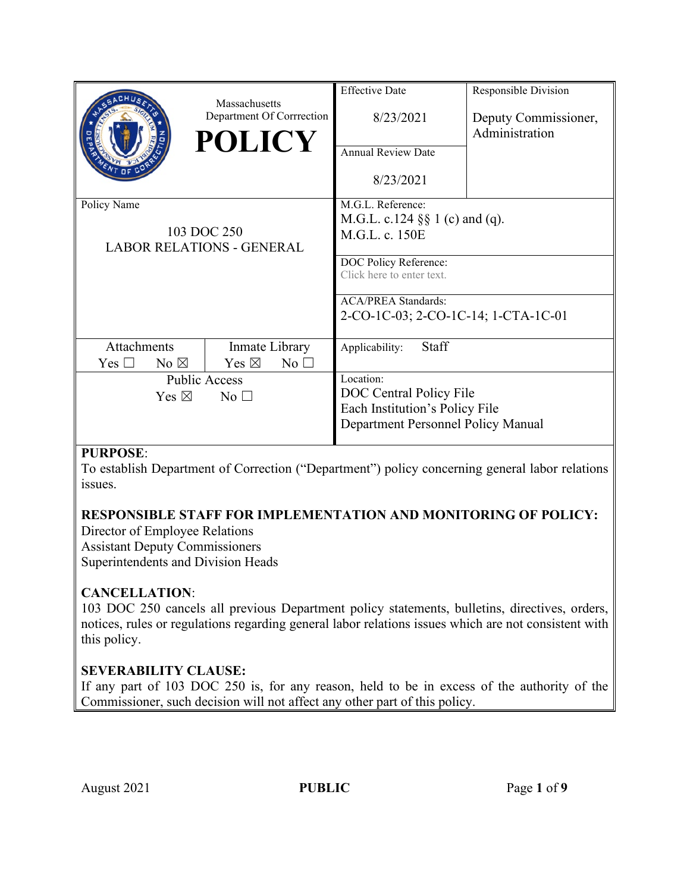| Massachusetts Department Of Corrrection **POLICY** | | Effective Date 8/23/2021 | Responsible Division Deputy Commissioner, Administration |
|---|---|---|---|
| | | Annual Review Date 8/23/2021 | |
| Policy Name 103 DOC 250 LABOR RELATIONS - GENERAL | | M.G.L. Reference: M.G.L. c.124 §§ 1 (c) and (q). M.G.L. c. 150E | |
| | | DOC Policy Reference: Click here to enter text. | |
| | | ACA/PREA Standards: 2-CO-1C-03; 2-CO-1C-14; 1-CTA-1C-01 | |
| Attachments Yes ☐ No ☒ | Inmate Library Yes ☒ No ☐ | Applicability: Staff | |
| Public Access Yes ☒ No ☐ | | Location: DOC Central Policy File Each Institution's Policy File Department Personnel Policy Manual | |

**PURPOSE**:
To establish Department of Correction ("Department") policy concerning general labor relations issues.

**RESPONSIBLE STAFF FOR IMPLEMENTATION AND MONITORING OF POLICY:**
Director of Employee Relations
Assistant Deputy Commissioners
Superintendents and Division Heads

**CANCELLATION**:
103 DOC 250 cancels all previous Department policy statements, bulletins, directives, orders, notices, rules or regulations regarding general labor relations issues which are not consistent with this policy.

**SEVERABILITY CLAUSE:**
If any part of 103 DOC 250 is, for any reason, held to be in excess of the authority of the Commissioner, such decision will not affect any other part of this policy.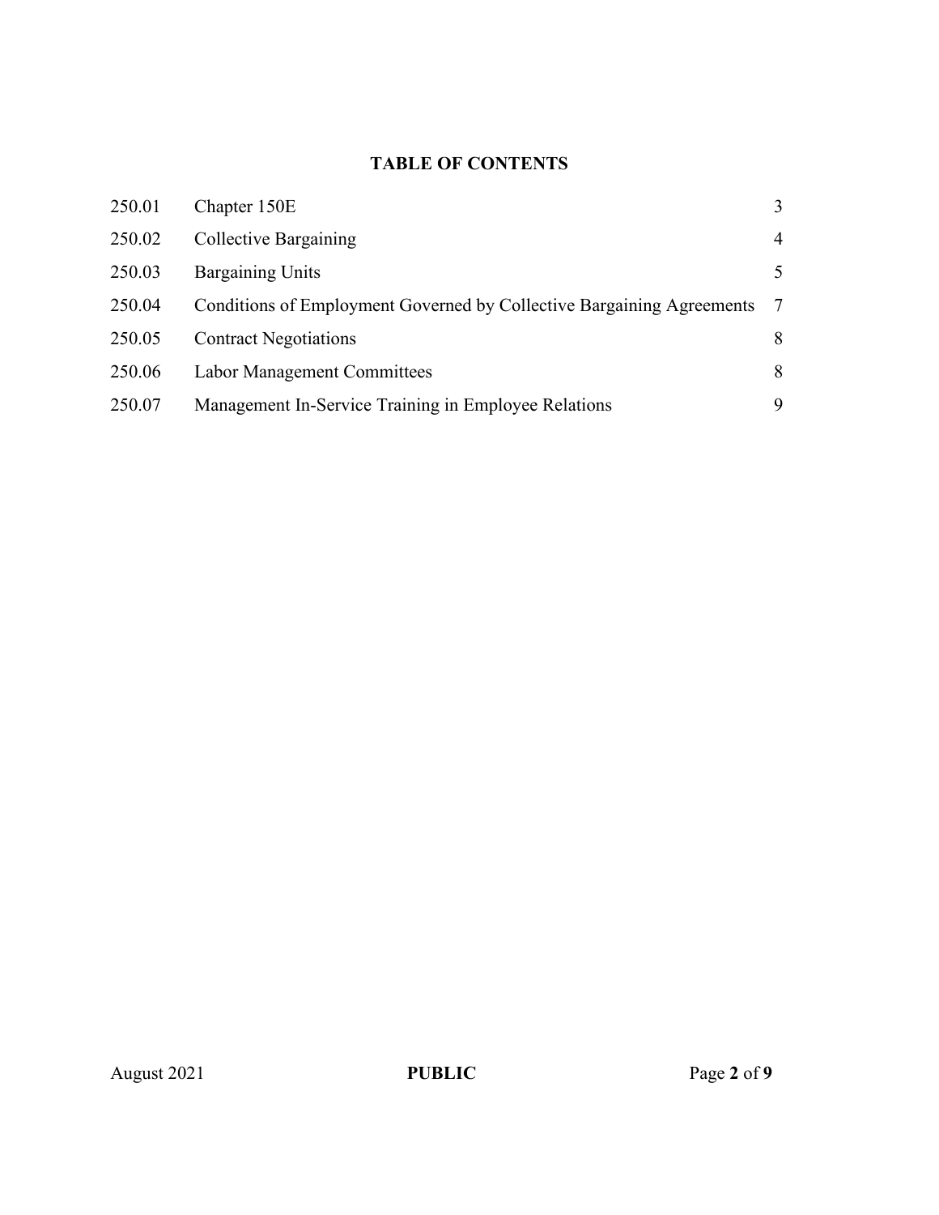## TABLE OF CONTENTS

| | | |
|---|---|---|
| 250.01 | Chapter 150E | 3 |
| 250.02 | Collective Bargaining | 4 |
| 250.03 | Bargaining Units | 5 |
| 250.04 | Conditions of Employment Governed by Collective Bargaining Agreements | 7 |
| 250.05 | Contract Negotiations | 8 |
| 250.06 | Labor Management Committees | 8 |
| 250.07 | Management In-Service Training in Employee Relations | 9 |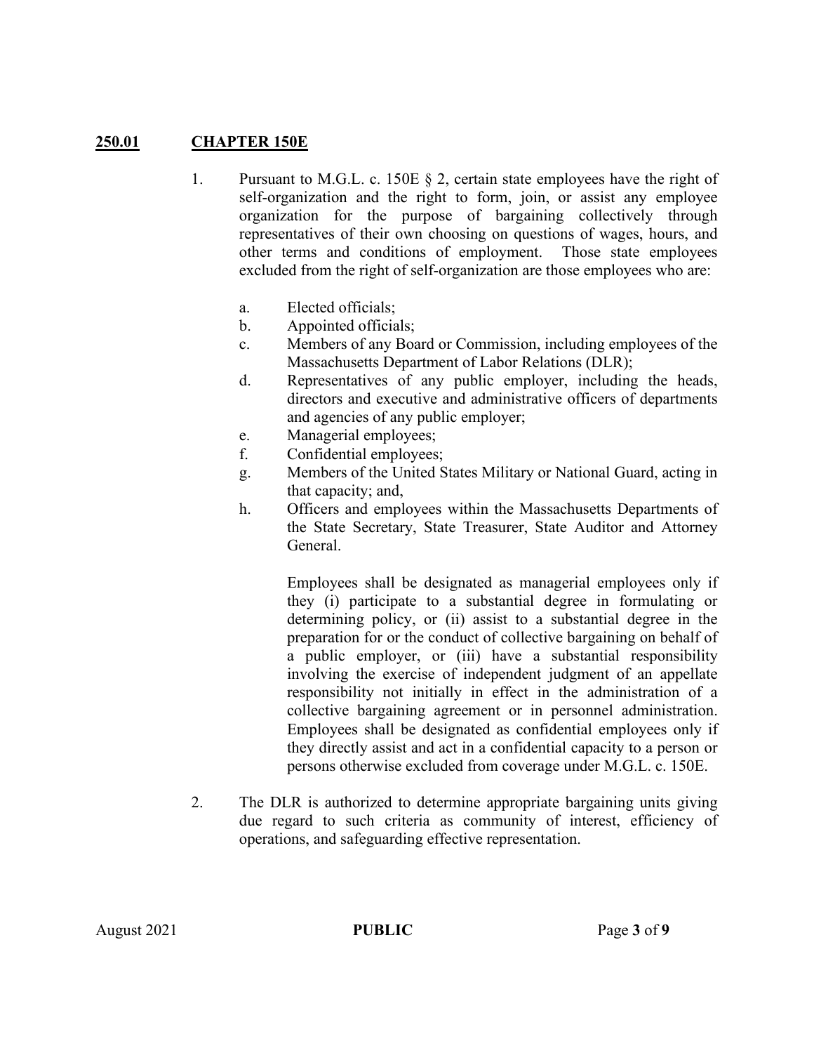## **250.01 CHAPTER 150E**

1. Pursuant to M.G.L. c. 150E § 2, certain state employees have the right of self-organization and the right to form, join, or assist any employee organization for the purpose of bargaining collectively through representatives of their own choosing on questions of wages, hours, and other terms and conditions of employment. Those state employees excluded from the right of self-organization are those employees who are:

   a. Elected officials;
   b. Appointed officials;
   c. Members of any Board or Commission, including employees of the Massachusetts Department of Labor Relations (DLR);
   d. Representatives of any public employer, including the heads, directors and executive and administrative officers of departments and agencies of any public employer;
   e. Managerial employees;
   f. Confidential employees;
   g. Members of the United States Military or National Guard, acting in that capacity; and,
   h. Officers and employees within the Massachusetts Departments of the State Secretary, State Treasurer, State Auditor and Attorney General.

      Employees shall be designated as managerial employees only if they (i) participate to a substantial degree in formulating or determining policy, or (ii) assist to a substantial degree in the preparation for or the conduct of collective bargaining on behalf of a public employer, or (iii) have a substantial responsibility involving the exercise of independent judgment of an appellate responsibility not initially in effect in the administration of a collective bargaining agreement or in personnel administration. Employees shall be designated as confidential employees only if they directly assist and act in a confidential capacity to a person or persons otherwise excluded from coverage under M.G.L. c. 150E.

2. The DLR is authorized to determine appropriate bargaining units giving due regard to such criteria as community of interest, efficiency of operations, and safeguarding effective representation.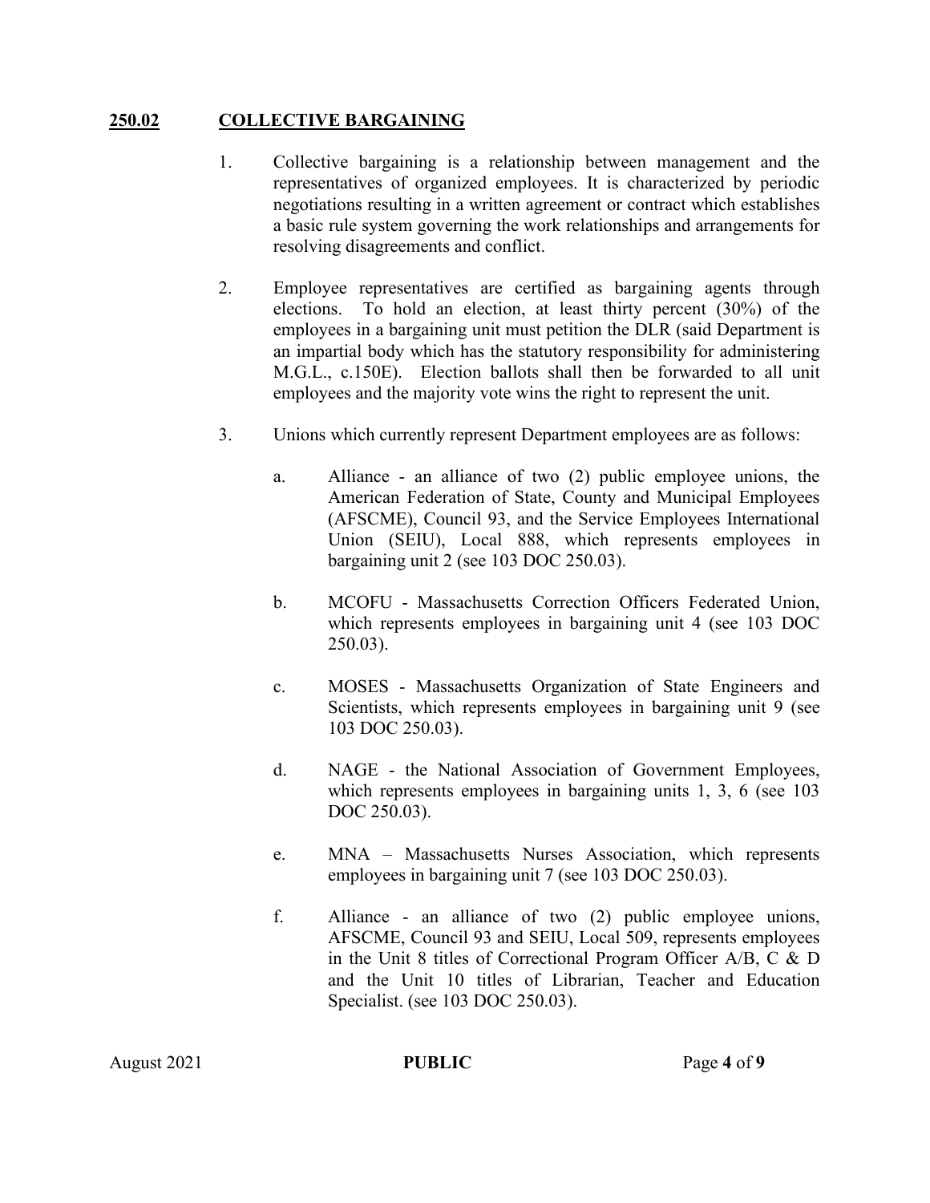## 250.02 COLLECTIVE BARGAINING

1. Collective bargaining is a relationship between management and the representatives of organized employees. It is characterized by periodic negotiations resulting in a written agreement or contract which establishes a basic rule system governing the work relationships and arrangements for resolving disagreements and conflict.

2. Employee representatives are certified as bargaining agents through elections. To hold an election, at least thirty percent (30%) of the employees in a bargaining unit must petition the DLR (said Department is an impartial body which has the statutory responsibility for administering M.G.L., c.150E). Election ballots shall then be forwarded to all unit employees and the majority vote wins the right to represent the unit.

3. Unions which currently represent Department employees are as follows:

   a. Alliance - an alliance of two (2) public employee unions, the American Federation of State, County and Municipal Employees (AFSCME), Council 93, and the Service Employees International Union (SEIU), Local 888, which represents employees in bargaining unit 2 (see 103 DOC 250.03).

   b. MCOFU - Massachusetts Correction Officers Federated Union, which represents employees in bargaining unit 4 (see 103 DOC 250.03).

   c. MOSES - Massachusetts Organization of State Engineers and Scientists, which represents employees in bargaining unit 9 (see 103 DOC 250.03).

   d. NAGE - the National Association of Government Employees, which represents employees in bargaining units 1, 3, 6 (see 103 DOC 250.03).

   e. MNA – Massachusetts Nurses Association, which represents employees in bargaining unit 7 (see 103 DOC 250.03).

   f. Alliance - an alliance of two (2) public employee unions, AFSCME, Council 93 and SEIU, Local 509, represents employees in the Unit 8 titles of Correctional Program Officer A/B, C & D and the Unit 10 titles of Librarian, Teacher and Education Specialist. (see 103 DOC 250.03).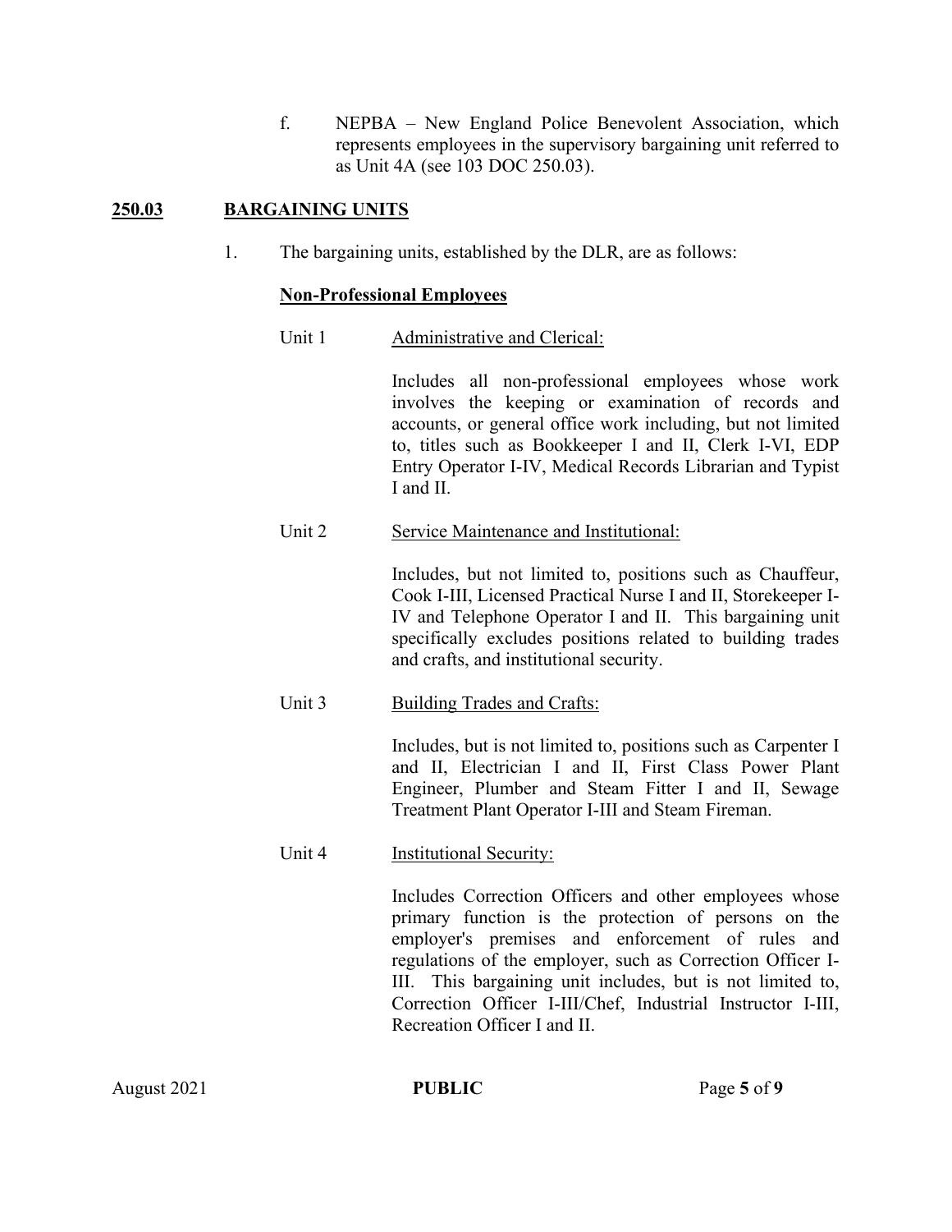f. NEPBA – New England Police Benevolent Association, which represents employees in the supervisory bargaining unit referred to as Unit 4A (see 103 DOC 250.03).

## 250.03 BARGAINING UNITS

1. The bargaining units, established by the DLR, are as follows:

**Non-Professional Employees**

Unit 1 Administrative and Clerical:

Includes all non-professional employees whose work involves the keeping or examination of records and accounts, or general office work including, but not limited to, titles such as Bookkeeper I and II, Clerk I-VI, EDP Entry Operator I-IV, Medical Records Librarian and Typist I and II.

Unit 2 Service Maintenance and Institutional:

Includes, but not limited to, positions such as Chauffeur, Cook I-III, Licensed Practical Nurse I and II, Storekeeper I-IV and Telephone Operator I and II. This bargaining unit specifically excludes positions related to building trades and crafts, and institutional security.

Unit 3 Building Trades and Crafts:

Includes, but is not limited to, positions such as Carpenter I and II, Electrician I and II, First Class Power Plant Engineer, Plumber and Steam Fitter I and II, Sewage Treatment Plant Operator I-III and Steam Fireman.

Unit 4 Institutional Security:

Includes Correction Officers and other employees whose primary function is the protection of persons on the employer's premises and enforcement of rules and regulations of the employer, such as Correction Officer I-III. This bargaining unit includes, but is not limited to, Correction Officer I-III/Chef, Industrial Instructor I-III, Recreation Officer I and II.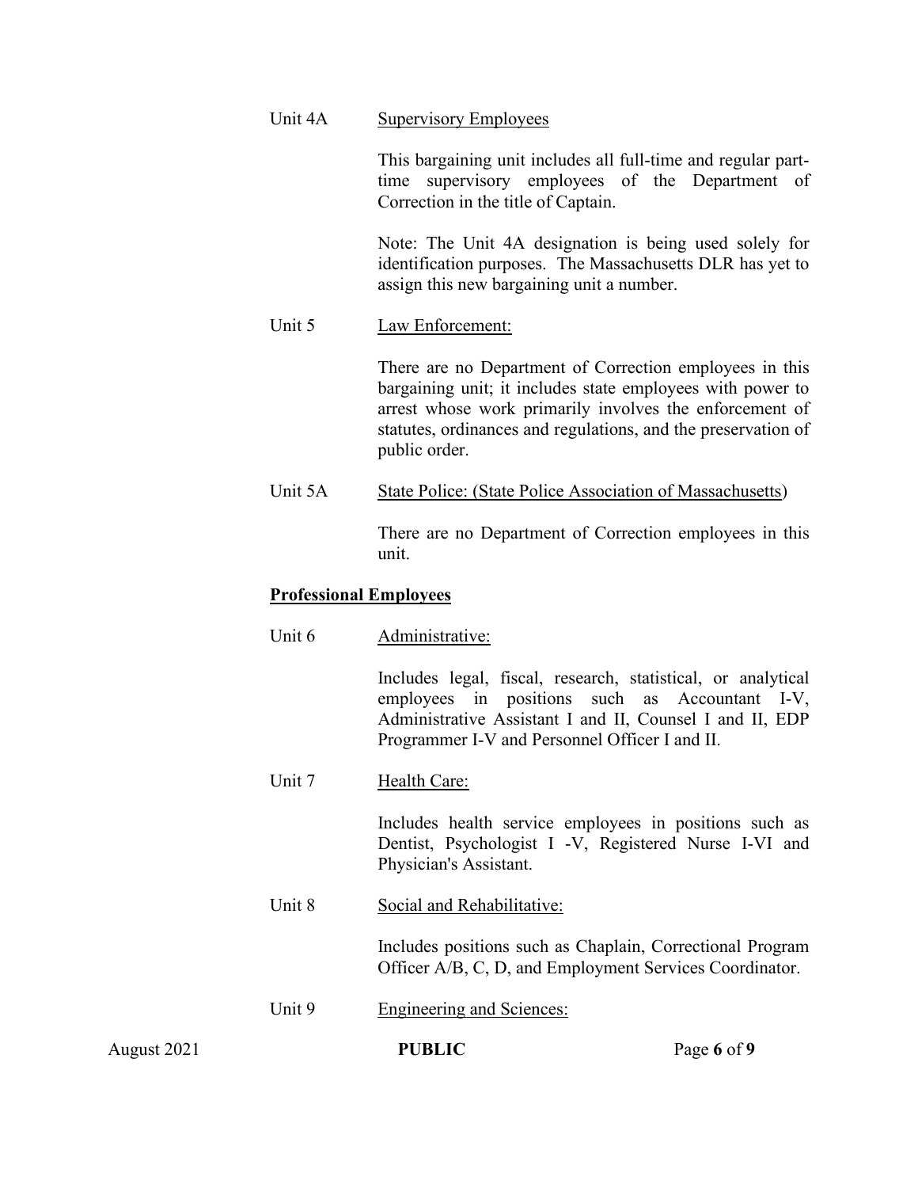Unit 4A Supervisory Employees

This bargaining unit includes all full-time and regular part-time supervisory employees of the Department of Correction in the title of Captain.

Note: The Unit 4A designation is being used solely for identification purposes. The Massachusetts DLR has yet to assign this new bargaining unit a number.

Unit 5 Law Enforcement:

There are no Department of Correction employees in this bargaining unit; it includes state employees with power to arrest whose work primarily involves the enforcement of statutes, ordinances and regulations, and the preservation of public order.

Unit 5A State Police: (State Police Association of Massachusetts)

There are no Department of Correction employees in this unit.

**Professional Employees**

Unit 6 Administrative:

Includes legal, fiscal, research, statistical, or analytical employees in positions such as Accountant I-V, Administrative Assistant I and II, Counsel I and II, EDP Programmer I-V and Personnel Officer I and II.

Unit 7 Health Care:

Includes health service employees in positions such as Dentist, Psychologist I -V, Registered Nurse I-VI and Physician's Assistant.

Unit 8 Social and Rehabilitative:

Includes positions such as Chaplain, Correctional Program Officer A/B, C, D, and Employment Services Coordinator.

Unit 9 Engineering and Sciences: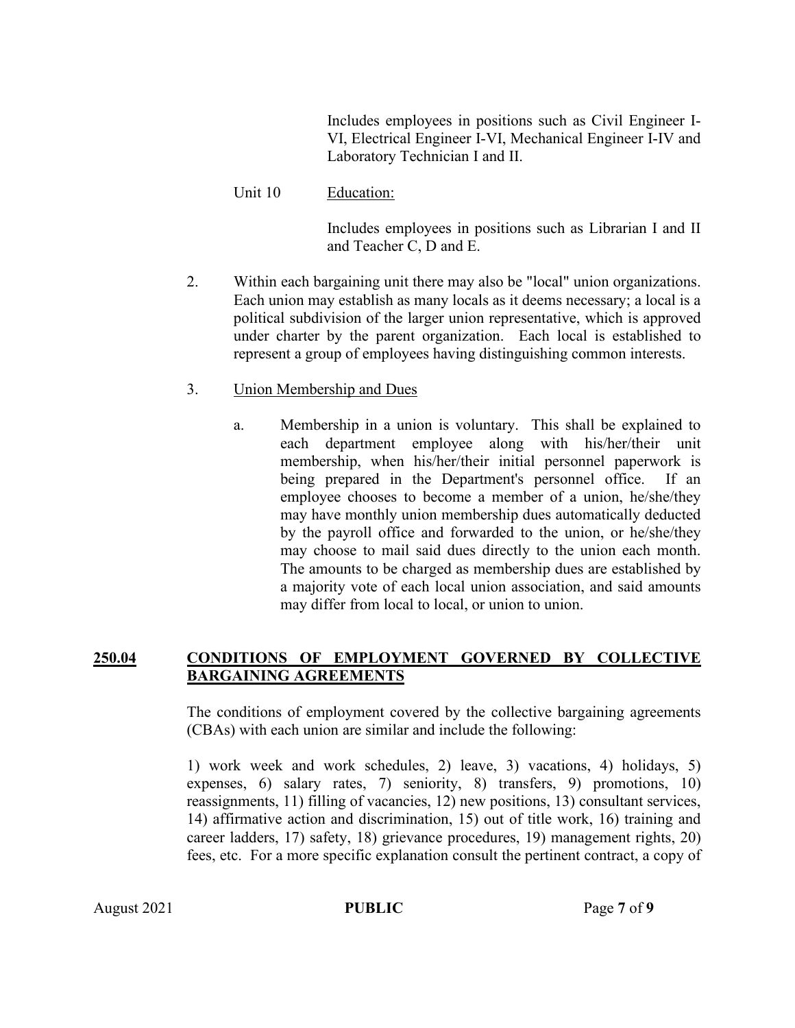Includes employees in positions such as Civil Engineer I-VI, Electrical Engineer I-VI, Mechanical Engineer I-IV and Laboratory Technician I and II.

Unit 10 Education:

Includes employees in positions such as Librarian I and II and Teacher C, D and E.

2. Within each bargaining unit there may also be "local" union organizations. Each union may establish as many locals as it deems necessary; a local is a political subdivision of the larger union representative, which is approved under charter by the parent organization. Each local is established to represent a group of employees having distinguishing common interests.

3. Union Membership and Dues

   a. Membership in a union is voluntary. This shall be explained to each department employee along with his/her/their unit membership, when his/her/their initial personnel paperwork is being prepared in the Department's personnel office. If an employee chooses to become a member of a union, he/she/they may have monthly union membership dues automatically deducted by the payroll office and forwarded to the union, or he/she/they may choose to mail said dues directly to the union each month. The amounts to be charged as membership dues are established by a majority vote of each local union association, and said amounts may differ from local to local, or union to union.

## 250.04 CONDITIONS OF EMPLOYMENT GOVERNED BY COLLECTIVE BARGAINING AGREEMENTS

The conditions of employment covered by the collective bargaining agreements (CBAs) with each union are similar and include the following:

1) work week and work schedules, 2) leave, 3) vacations, 4) holidays, 5) expenses, 6) salary rates, 7) seniority, 8) transfers, 9) promotions, 10) reassignments, 11) filling of vacancies, 12) new positions, 13) consultant services, 14) affirmative action and discrimination, 15) out of title work, 16) training and career ladders, 17) safety, 18) grievance procedures, 19) management rights, 20) fees, etc. For a more specific explanation consult the pertinent contract, a copy of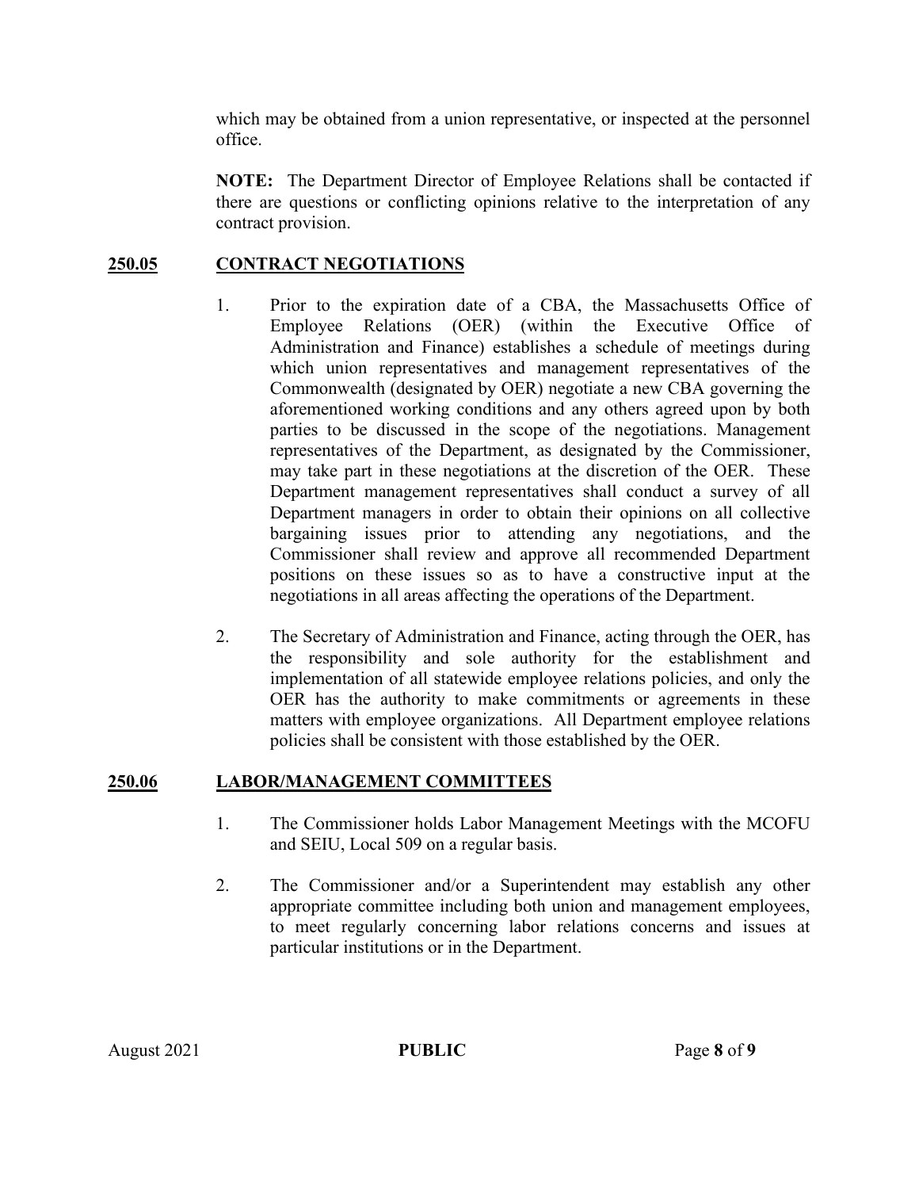which may be obtained from a union representative, or inspected at the personnel office.

**NOTE:** The Department Director of Employee Relations shall be contacted if there are questions or conflicting opinions relative to the interpretation of any contract provision.

## 250.05 CONTRACT NEGOTIATIONS

1. Prior to the expiration date of a CBA, the Massachusetts Office of Employee Relations (OER) (within the Executive Office of Administration and Finance) establishes a schedule of meetings during which union representatives and management representatives of the Commonwealth (designated by OER) negotiate a new CBA governing the aforementioned working conditions and any others agreed upon by both parties to be discussed in the scope of the negotiations. Management representatives of the Department, as designated by the Commissioner, may take part in these negotiations at the discretion of the OER. These Department management representatives shall conduct a survey of all Department managers in order to obtain their opinions on all collective bargaining issues prior to attending any negotiations, and the Commissioner shall review and approve all recommended Department positions on these issues so as to have a constructive input at the negotiations in all areas affecting the operations of the Department.

2. The Secretary of Administration and Finance, acting through the OER, has the responsibility and sole authority for the establishment and implementation of all statewide employee relations policies, and only the OER has the authority to make commitments or agreements in these matters with employee organizations. All Department employee relations policies shall be consistent with those established by the OER.

## 250.06 LABOR/MANAGEMENT COMMITTEES

1. The Commissioner holds Labor Management Meetings with the MCOFU and SEIU, Local 509 on a regular basis.

2. The Commissioner and/or a Superintendent may establish any other appropriate committee including both union and management employees, to meet regularly concerning labor relations concerns and issues at particular institutions or in the Department.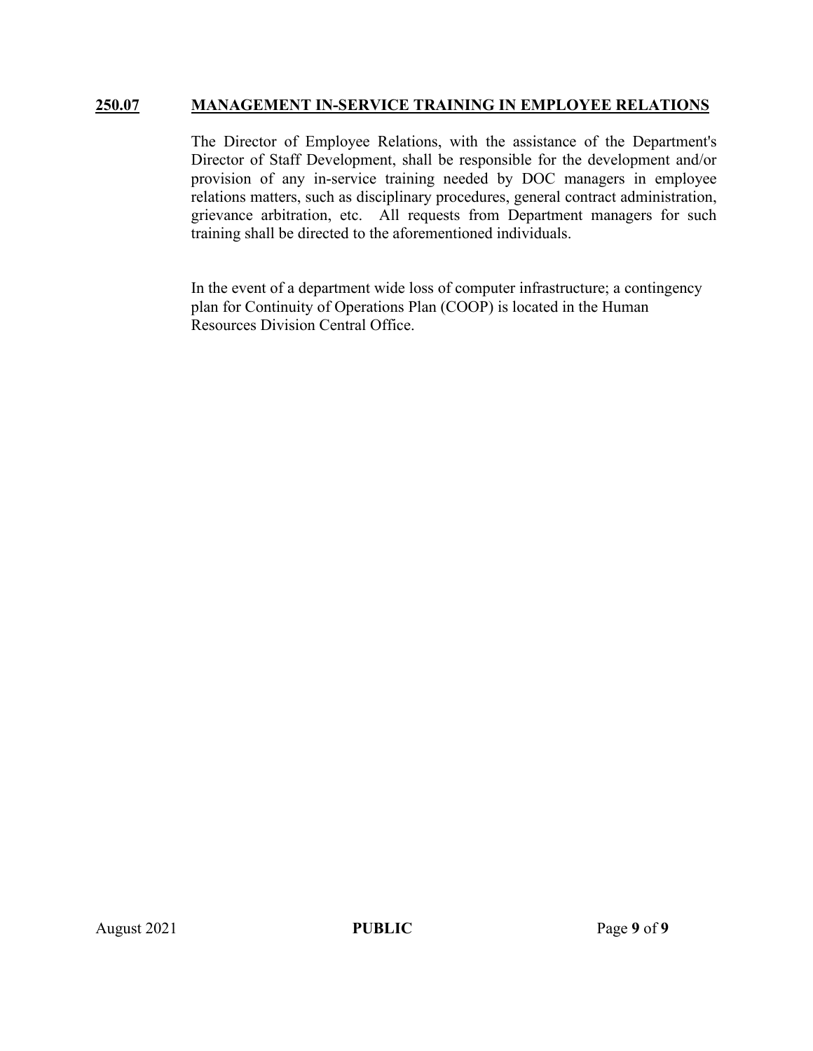## **<u>250.07 MANAGEMENT IN-SERVICE TRAINING IN EMPLOYEE RELATIONS</u>**

The Director of Employee Relations, with the assistance of the Department's Director of Staff Development, shall be responsible for the development and/or provision of any in-service training needed by DOC managers in employee relations matters, such as disciplinary procedures, general contract administration, grievance arbitration, etc. All requests from Department managers for such training shall be directed to the aforementioned individuals.

In the event of a department wide loss of computer infrastructure; a contingency plan for Continuity of Operations Plan (COOP) is located in the Human Resources Division Central Office.